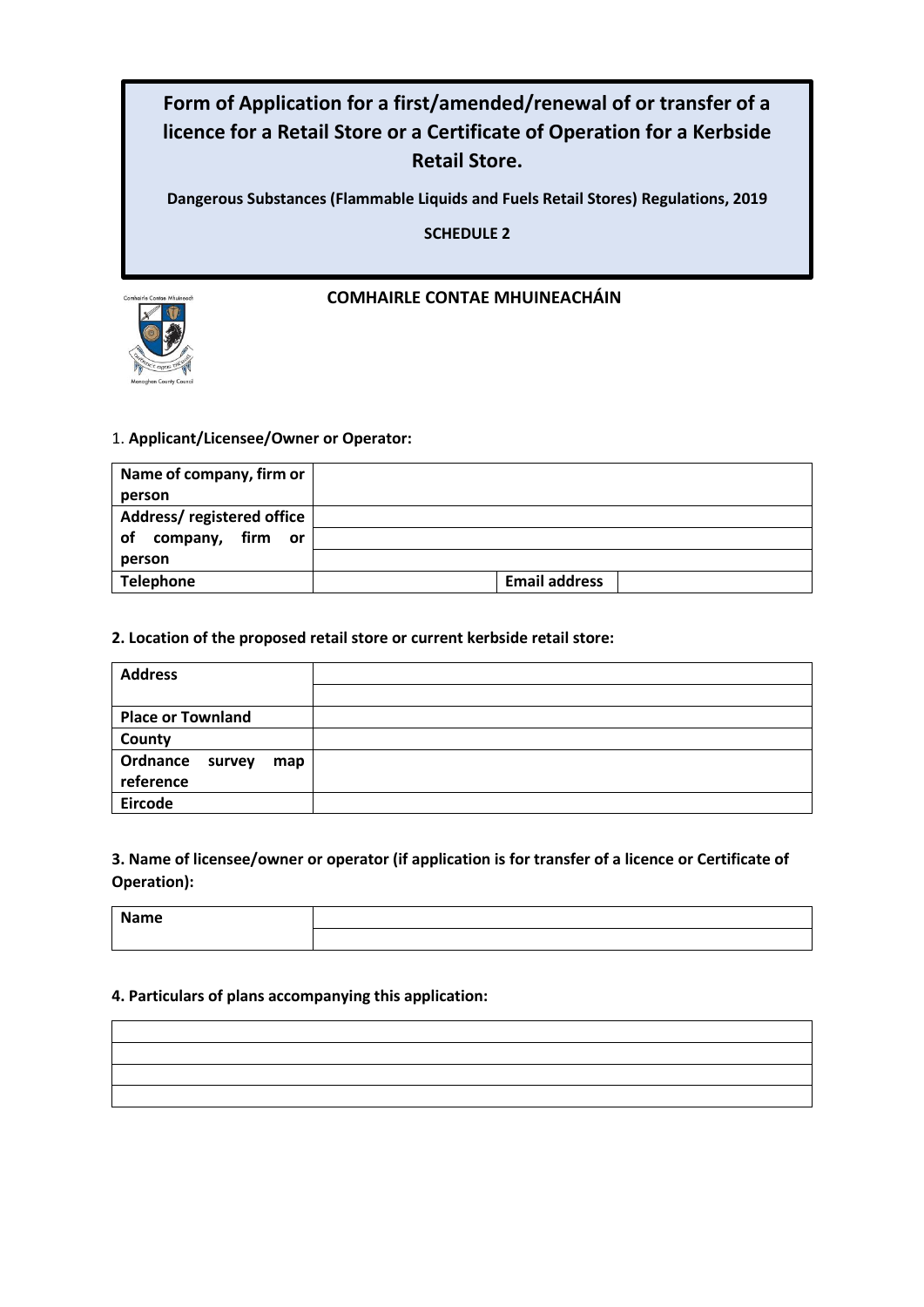# Form of Application for a first/amended/renewal of or transfer of a licence for a Retail Store or a Certificate of Operation for a Kerbside Retail Store.

**Dangerous Substances (Flammable Liquids and Fuels Retail Stores) Regulations, 2019**

**SCHEDULE 2**

**COMHAIRLE CONTAE MHUINEACHÁIN**

1. **Applicant/Licensee/Owner or Operator:**

| | | | |
|---|---|---|---|
| **Name of company, firm or person** | | | |
| **Address/ registered office of company, firm or person** | | | |
| | | | |
| | | | |
| **Telephone** | | **Email address** | |

**2. Location of the proposed retail store or current kerbside retail store:**

| | |
|---|---|
| **Address** | |
| | |
| **Place or Townland** | |
| **County** | |
| **Ordnance survey map reference** | |
| **Eircode** | |

**3. Name of licensee/owner or operator (if application is for transfer of a licence or Certificate of Operation):**

| | |
|---|---|
| **Name** | |
| | |

**4. Particulars of plans accompanying this application:**

| |
|---|
| |
| |
| |
| |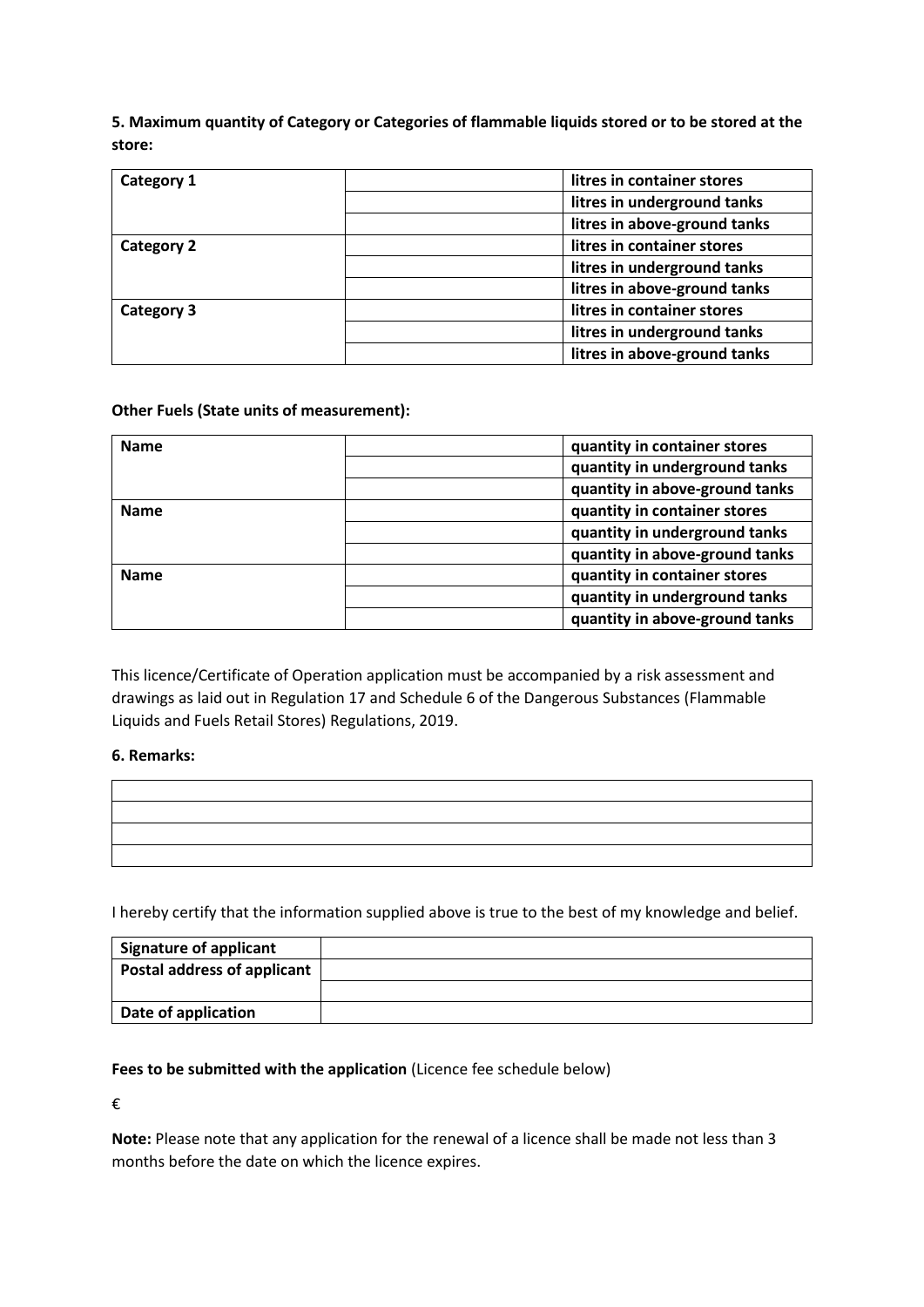**5. Maximum quantity of Category or Categories of flammable liquids stored or to be stored at the store:**

| | | |
|---|---|---|
| **Category 1** | | **litres in container stores** |
| | | **litres in underground tanks** |
| | | **litres in above-ground tanks** |
| **Category 2** | | **litres in container stores** |
| | | **litres in underground tanks** |
| | | **litres in above-ground tanks** |
| **Category 3** | | **litres in container stores** |
| | | **litres in underground tanks** |
| | | **litres in above-ground tanks** |

**Other Fuels (State units of measurement):**

| | | |
|---|---|---|
| **Name** | | **quantity in container stores** |
| | | **quantity in underground tanks** |
| | | **quantity in above-ground tanks** |
| **Name** | | **quantity in container stores** |
| | | **quantity in underground tanks** |
| | | **quantity in above-ground tanks** |
| **Name** | | **quantity in container stores** |
| | | **quantity in underground tanks** |
| | | **quantity in above-ground tanks** |

This licence/Certificate of Operation application must be accompanied by a risk assessment and drawings as laid out in Regulation 17 and Schedule 6 of the Dangerous Substances (Flammable Liquids and Fuels Retail Stores) Regulations, 2019.

**6. Remarks:**

| |
|---|
| |
| |
| |

I hereby certify that the information supplied above is true to the best of my knowledge and belief.

| | |
|---|---|
| **Signature of applicant** | |
| **Postal address of applicant** | |
| | |
| **Date of application** | |

**Fees to be submitted with the application** (Licence fee schedule below)

€

**Note:** Please note that any application for the renewal of a licence shall be made not less than 3 months before the date on which the licence expires.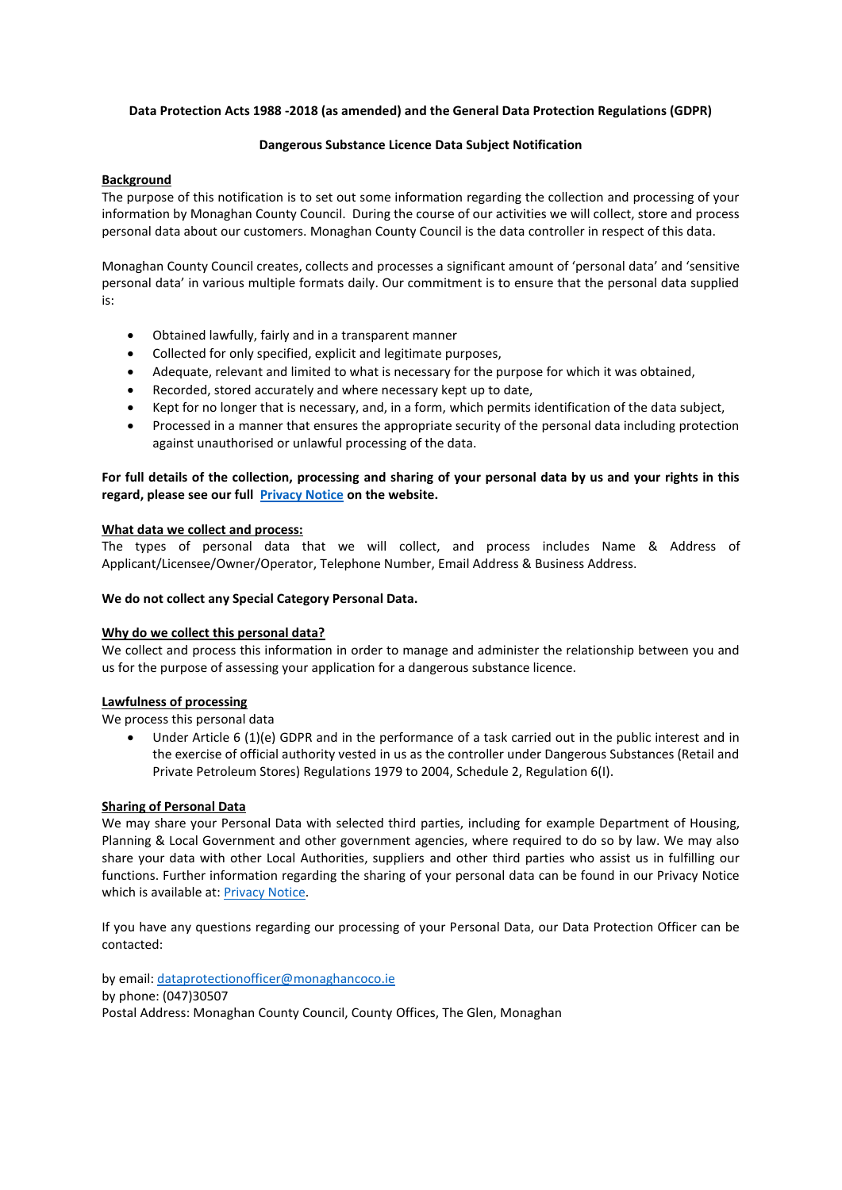**Data Protection Acts 1988 -2018 (as amended) and the General Data Protection Regulations (GDPR)**

**Dangerous Substance Licence Data Subject Notification**

**Background**

The purpose of this notification is to set out some information regarding the collection and processing of your information by Monaghan County Council. During the course of our activities we will collect, store and process personal data about our customers. Monaghan County Council is the data controller in respect of this data.

Monaghan County Council creates, collects and processes a significant amount of 'personal data' and 'sensitive personal data' in various multiple formats daily. Our commitment is to ensure that the personal data supplied is:

- Obtained lawfully, fairly and in a transparent manner
- Collected for only specified, explicit and legitimate purposes,
- Adequate, relevant and limited to what is necessary for the purpose for which it was obtained,
- Recorded, stored accurately and where necessary kept up to date,
- Kept for no longer that is necessary, and, in a form, which permits identification of the data subject,
- Processed in a manner that ensures the appropriate security of the personal data including protection against unauthorised or unlawful processing of the data.

**For full details of the collection, processing and sharing of your personal data by us and your rights in this regard, please see our full Privacy Notice on the website.**

**What data we collect and process:**

The types of personal data that we will collect, and process includes Name & Address of Applicant/Licensee/Owner/Operator, Telephone Number, Email Address & Business Address.

**We do not collect any Special Category Personal Data.**

**Why do we collect this personal data?**

We collect and process this information in order to manage and administer the relationship between you and us for the purpose of assessing your application for a dangerous substance licence.

**Lawfulness of processing**

We process this personal data

- Under Article 6 (1)(e) GDPR and in the performance of a task carried out in the public interest and in the exercise of official authority vested in us as the controller under Dangerous Substances (Retail and Private Petroleum Stores) Regulations 1979 to 2004, Schedule 2, Regulation 6(I).

**Sharing of Personal Data**

We may share your Personal Data with selected third parties, including for example Department of Housing, Planning & Local Government and other government agencies, where required to do so by law. We may also share your data with other Local Authorities, suppliers and other third parties who assist us in fulfilling our functions. Further information regarding the sharing of your personal data can be found in our Privacy Notice which is available at: Privacy Notice.

If you have any questions regarding our processing of your Personal Data, our Data Protection Officer can be contacted:

by email: dataprotectionofficer@monaghancoco.ie
by phone: (047)30507
Postal Address: Monaghan County Council, County Offices, The Glen, Monaghan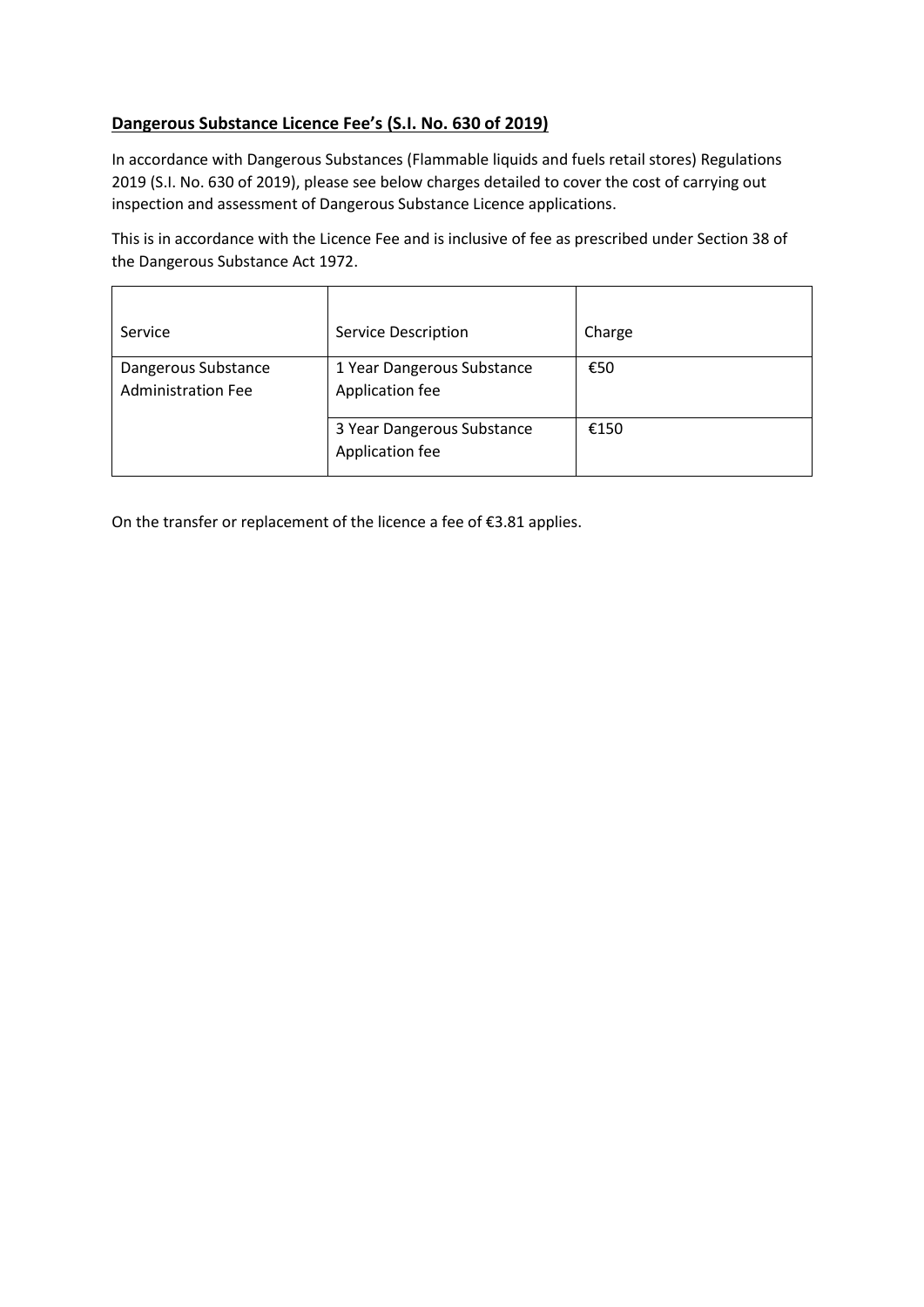## **Dangerous Substance Licence Fee's (S.I. No. 630 of 2019)**

In accordance with Dangerous Substances (Flammable liquids and fuels retail stores) Regulations 2019 (S.I. No. 630 of 2019), please see below charges detailed to cover the cost of carrying out inspection and assessment of Dangerous Substance Licence applications.

This is in accordance with the Licence Fee and is inclusive of fee as prescribed under Section 38 of the Dangerous Substance Act 1972.

| Service | Service Description | Charge |
| --- | --- | --- |
| Dangerous Substance Administration Fee | 1 Year Dangerous Substance Application fee | €50 |
| | 3 Year Dangerous Substance Application fee | €150 |

On the transfer or replacement of the licence a fee of €3.81 applies.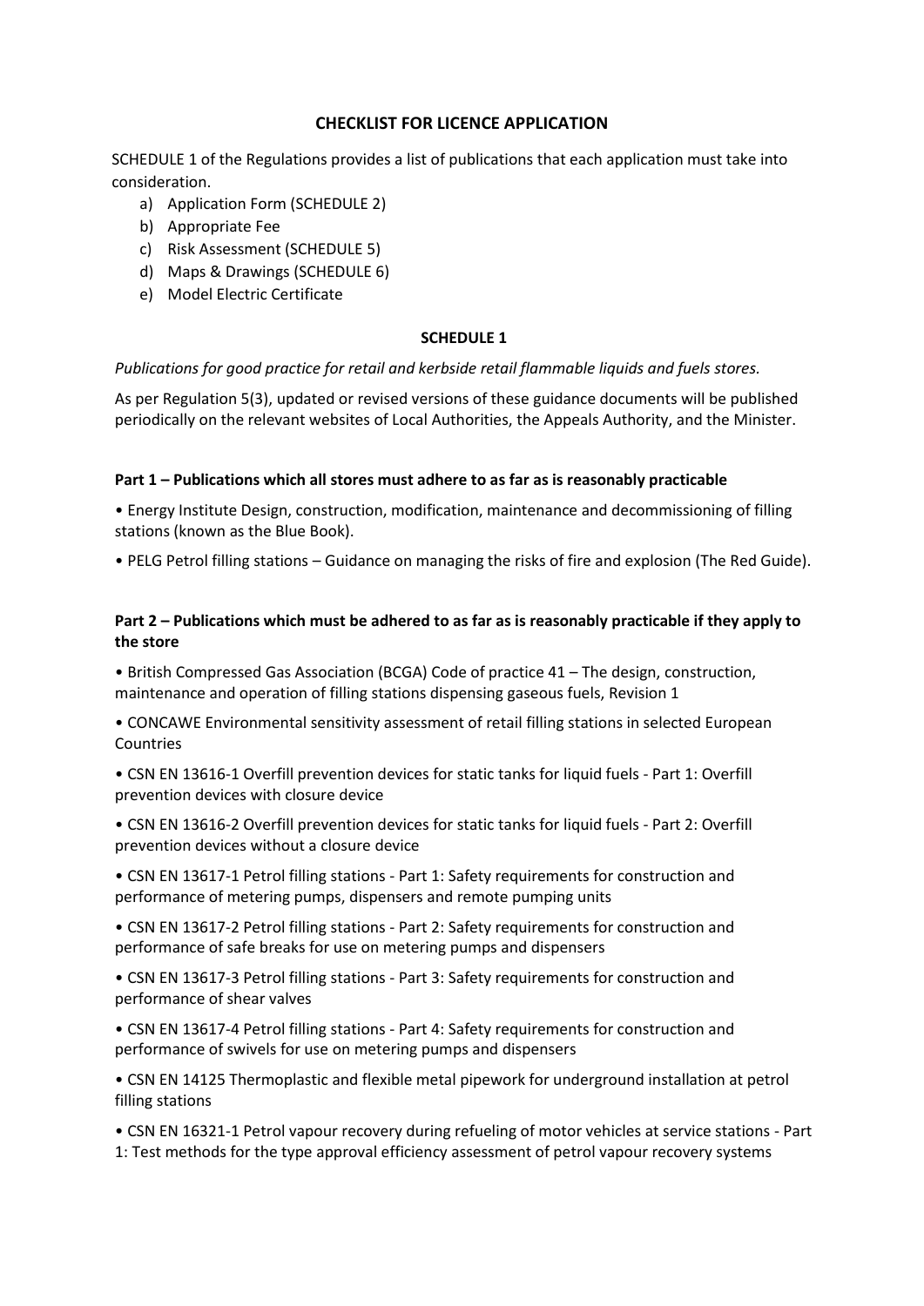## CHECKLIST FOR LICENCE APPLICATION

SCHEDULE 1 of the Regulations provides a list of publications that each application must take into consideration.

a) Application Form (SCHEDULE 2)
b) Appropriate Fee
c) Risk Assessment (SCHEDULE 5)
d) Maps & Drawings (SCHEDULE 6)
e) Model Electric Certificate

### SCHEDULE 1

*Publications for good practice for retail and kerbside retail flammable liquids and fuels stores.*

As per Regulation 5(3), updated or revised versions of these guidance documents will be published periodically on the relevant websites of Local Authorities, the Appeals Authority, and the Minister.

#### Part 1 – Publications which all stores must adhere to as far as is reasonably practicable

• Energy Institute Design, construction, modification, maintenance and decommissioning of filling stations (known as the Blue Book).

• PELG Petrol filling stations – Guidance on managing the risks of fire and explosion (The Red Guide).

#### Part 2 – Publications which must be adhered to as far as is reasonably practicable if they apply to the store

• British Compressed Gas Association (BCGA) Code of practice 41 – The design, construction, maintenance and operation of filling stations dispensing gaseous fuels, Revision 1

• CONCAWE Environmental sensitivity assessment of retail filling stations in selected European Countries

• CSN EN 13616-1 Overfill prevention devices for static tanks for liquid fuels - Part 1: Overfill prevention devices with closure device

• CSN EN 13616-2 Overfill prevention devices for static tanks for liquid fuels - Part 2: Overfill prevention devices without a closure device

• CSN EN 13617-1 Petrol filling stations - Part 1: Safety requirements for construction and performance of metering pumps, dispensers and remote pumping units

• CSN EN 13617-2 Petrol filling stations - Part 2: Safety requirements for construction and performance of safe breaks for use on metering pumps and dispensers

• CSN EN 13617-3 Petrol filling stations - Part 3: Safety requirements for construction and performance of shear valves

• CSN EN 13617-4 Petrol filling stations - Part 4: Safety requirements for construction and performance of swivels for use on metering pumps and dispensers

• CSN EN 14125 Thermoplastic and flexible metal pipework for underground installation at petrol filling stations

• CSN EN 16321-1 Petrol vapour recovery during refueling of motor vehicles at service stations - Part 1: Test methods for the type approval efficiency assessment of petrol vapour recovery systems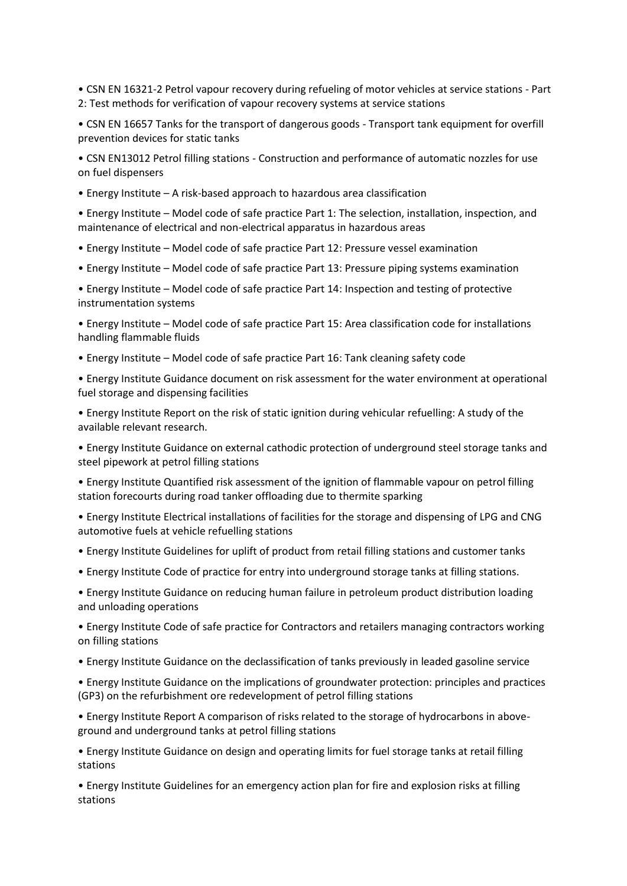- CSN EN 16321-2 Petrol vapour recovery during refueling of motor vehicles at service stations - Part 2: Test methods for verification of vapour recovery systems at service stations
- CSN EN 16657 Tanks for the transport of dangerous goods - Transport tank equipment for overfill prevention devices for static tanks
- CSN EN13012 Petrol filling stations - Construction and performance of automatic nozzles for use on fuel dispensers
- Energy Institute – A risk-based approach to hazardous area classification
- Energy Institute – Model code of safe practice Part 1: The selection, installation, inspection, and maintenance of electrical and non-electrical apparatus in hazardous areas
- Energy Institute – Model code of safe practice Part 12: Pressure vessel examination
- Energy Institute – Model code of safe practice Part 13: Pressure piping systems examination
- Energy Institute – Model code of safe practice Part 14: Inspection and testing of protective instrumentation systems
- Energy Institute – Model code of safe practice Part 15: Area classification code for installations handling flammable fluids
- Energy Institute – Model code of safe practice Part 16: Tank cleaning safety code
- Energy Institute Guidance document on risk assessment for the water environment at operational fuel storage and dispensing facilities
- Energy Institute Report on the risk of static ignition during vehicular refuelling: A study of the available relevant research.
- Energy Institute Guidance on external cathodic protection of underground steel storage tanks and steel pipework at petrol filling stations
- Energy Institute Quantified risk assessment of the ignition of flammable vapour on petrol filling station forecourts during road tanker offloading due to thermite sparking
- Energy Institute Electrical installations of facilities for the storage and dispensing of LPG and CNG automotive fuels at vehicle refuelling stations
- Energy Institute Guidelines for uplift of product from retail filling stations and customer tanks
- Energy Institute Code of practice for entry into underground storage tanks at filling stations.
- Energy Institute Guidance on reducing human failure in petroleum product distribution loading and unloading operations
- Energy Institute Code of safe practice for Contractors and retailers managing contractors working on filling stations
- Energy Institute Guidance on the declassification of tanks previously in leaded gasoline service
- Energy Institute Guidance on the implications of groundwater protection: principles and practices (GP3) on the refurbishment ore redevelopment of petrol filling stations
- Energy Institute Report A comparison of risks related to the storage of hydrocarbons in above-ground and underground tanks at petrol filling stations
- Energy Institute Guidance on design and operating limits for fuel storage tanks at retail filling stations
- Energy Institute Guidelines for an emergency action plan for fire and explosion risks at filling stations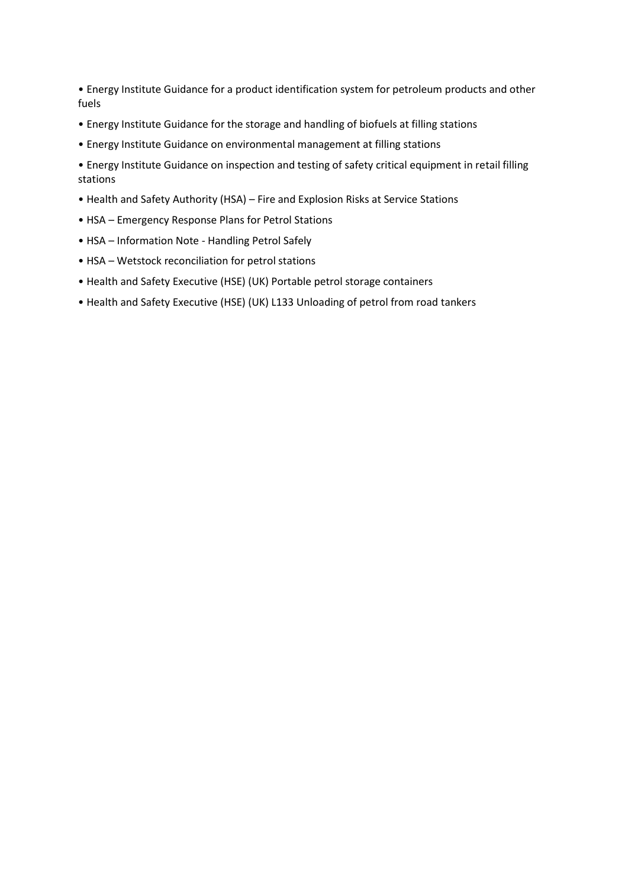- Energy Institute Guidance for a product identification system for petroleum products and other fuels
- Energy Institute Guidance for the storage and handling of biofuels at filling stations
- Energy Institute Guidance on environmental management at filling stations
- Energy Institute Guidance on inspection and testing of safety critical equipment in retail filling stations
- Health and Safety Authority (HSA) – Fire and Explosion Risks at Service Stations
- HSA – Emergency Response Plans for Petrol Stations
- HSA – Information Note - Handling Petrol Safely
- HSA – Wetstock reconciliation for petrol stations
- Health and Safety Executive (HSE) (UK) Portable petrol storage containers
- Health and Safety Executive (HSE) (UK) L133 Unloading of petrol from road tankers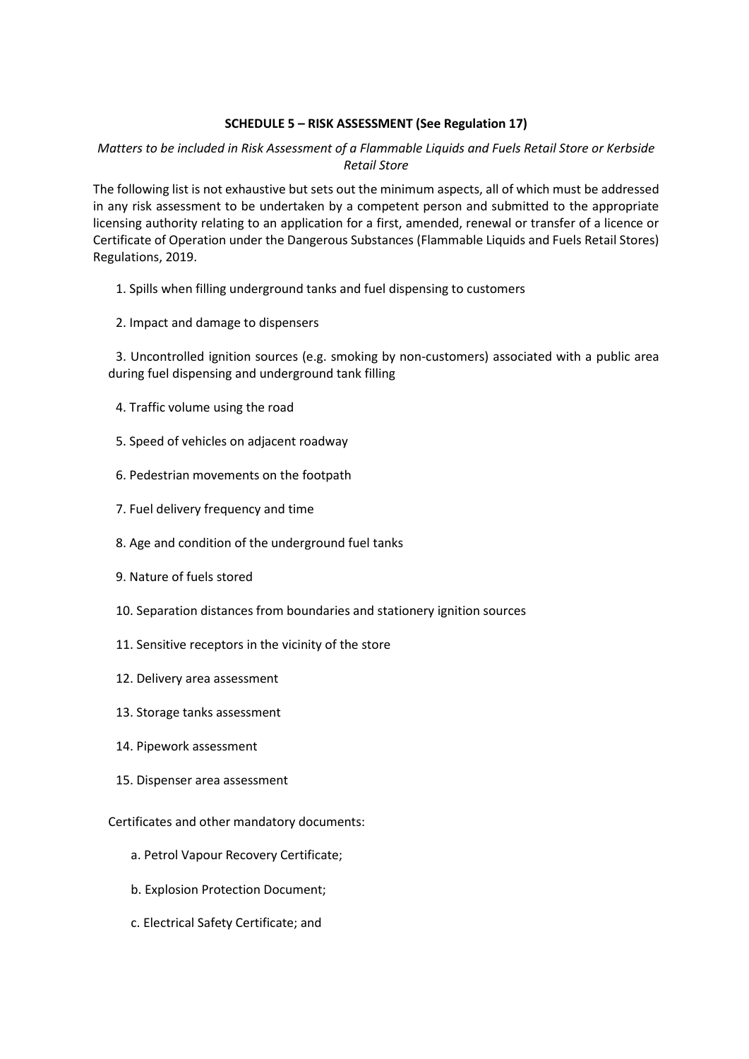**SCHEDULE 5 – RISK ASSESSMENT (See Regulation 17)**

*Matters to be included in Risk Assessment of a Flammable Liquids and Fuels Retail Store or Kerbside Retail Store*

The following list is not exhaustive but sets out the minimum aspects, all of which must be addressed in any risk assessment to be undertaken by a competent person and submitted to the appropriate licensing authority relating to an application for a first, amended, renewal or transfer of a licence or Certificate of Operation under the Dangerous Substances (Flammable Liquids and Fuels Retail Stores) Regulations, 2019.

1. Spills when filling underground tanks and fuel dispensing to customers
2. Impact and damage to dispensers
3. Uncontrolled ignition sources (e.g. smoking by non-customers) associated with a public area during fuel dispensing and underground tank filling
4. Traffic volume using the road
5. Speed of vehicles on adjacent roadway
6. Pedestrian movements on the footpath
7. Fuel delivery frequency and time
8. Age and condition of the underground fuel tanks
9. Nature of fuels stored
10. Separation distances from boundaries and stationery ignition sources
11. Sensitive receptors in the vicinity of the store
12. Delivery area assessment
13. Storage tanks assessment
14. Pipework assessment
15. Dispenser area assessment

Certificates and other mandatory documents:

a. Petrol Vapour Recovery Certificate;

b. Explosion Protection Document;

c. Electrical Safety Certificate; and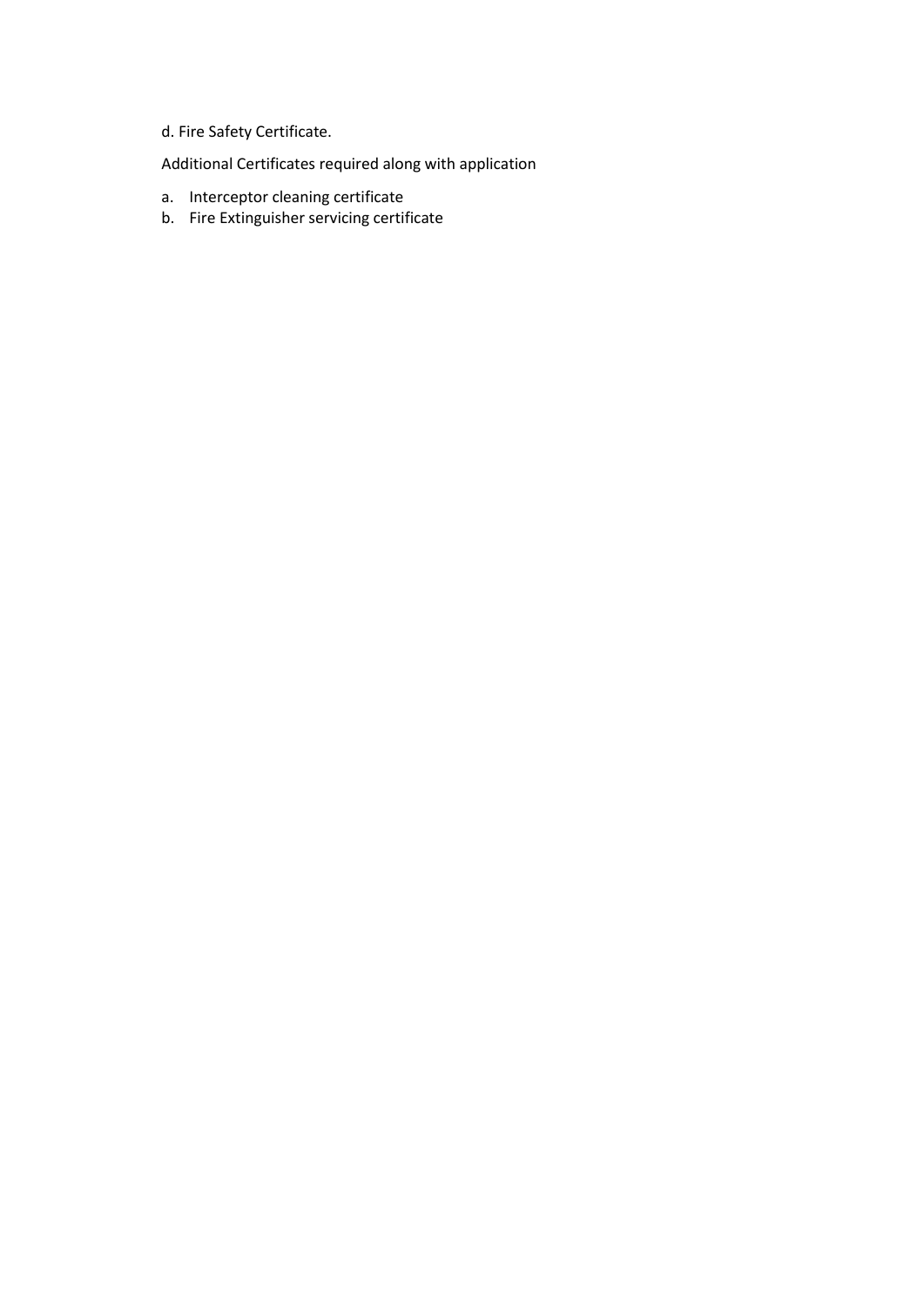d. Fire Safety Certificate.

Additional Certificates required along with application

a. Interceptor cleaning certificate
b. Fire Extinguisher servicing certificate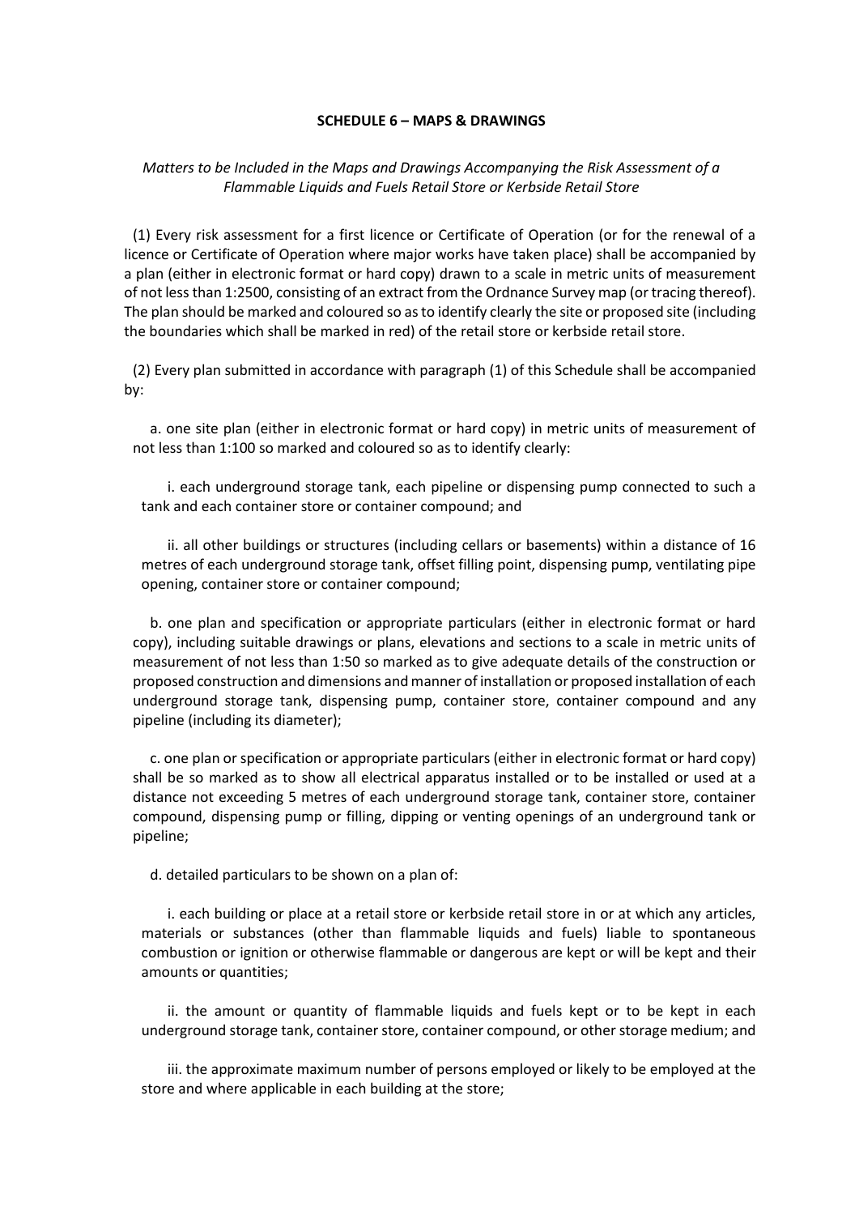**SCHEDULE 6 – MAPS & DRAWINGS**

*Matters to be Included in the Maps and Drawings Accompanying the Risk Assessment of a Flammable Liquids and Fuels Retail Store or Kerbside Retail Store*

(1) Every risk assessment for a first licence or Certificate of Operation (or for the renewal of a licence or Certificate of Operation where major works have taken place) shall be accompanied by a plan (either in electronic format or hard copy) drawn to a scale in metric units of measurement of not less than 1:2500, consisting of an extract from the Ordnance Survey map (or tracing thereof). The plan should be marked and coloured so as to identify clearly the site or proposed site (including the boundaries which shall be marked in red) of the retail store or kerbside retail store.

(2) Every plan submitted in accordance with paragraph (1) of this Schedule shall be accompanied by:

a. one site plan (either in electronic format or hard copy) in metric units of measurement of not less than 1:100 so marked and coloured so as to identify clearly:

i. each underground storage tank, each pipeline or dispensing pump connected to such a tank and each container store or container compound; and

ii. all other buildings or structures (including cellars or basements) within a distance of 16 metres of each underground storage tank, offset filling point, dispensing pump, ventilating pipe opening, container store or container compound;

b. one plan and specification or appropriate particulars (either in electronic format or hard copy), including suitable drawings or plans, elevations and sections to a scale in metric units of measurement of not less than 1:50 so marked as to give adequate details of the construction or proposed construction and dimensions and manner of installation or proposed installation of each underground storage tank, dispensing pump, container store, container compound and any pipeline (including its diameter);

c. one plan or specification or appropriate particulars (either in electronic format or hard copy) shall be so marked as to show all electrical apparatus installed or to be installed or used at a distance not exceeding 5 metres of each underground storage tank, container store, container compound, dispensing pump or filling, dipping or venting openings of an underground tank or pipeline;

d. detailed particulars to be shown on a plan of:

i. each building or place at a retail store or kerbside retail store in or at which any articles, materials or substances (other than flammable liquids and fuels) liable to spontaneous combustion or ignition or otherwise flammable or dangerous are kept or will be kept and their amounts or quantities;

ii. the amount or quantity of flammable liquids and fuels kept or to be kept in each underground storage tank, container store, container compound, or other storage medium; and

iii. the approximate maximum number of persons employed or likely to be employed at the store and where applicable in each building at the store;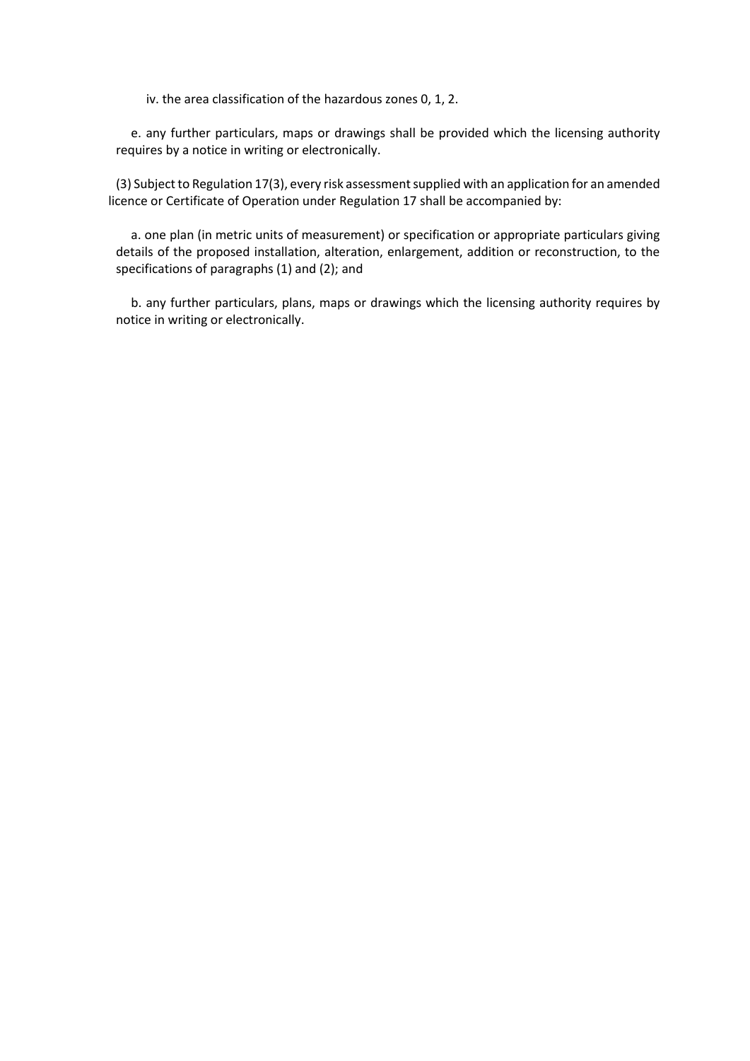iv. the area classification of the hazardous zones 0, 1, 2.

e. any further particulars, maps or drawings shall be provided which the licensing authority requires by a notice in writing or electronically.

(3) Subject to Regulation 17(3), every risk assessment supplied with an application for an amended licence or Certificate of Operation under Regulation 17 shall be accompanied by:

a. one plan (in metric units of measurement) or specification or appropriate particulars giving details of the proposed installation, alteration, enlargement, addition or reconstruction, to the specifications of paragraphs (1) and (2); and

b. any further particulars, plans, maps or drawings which the licensing authority requires by notice in writing or electronically.